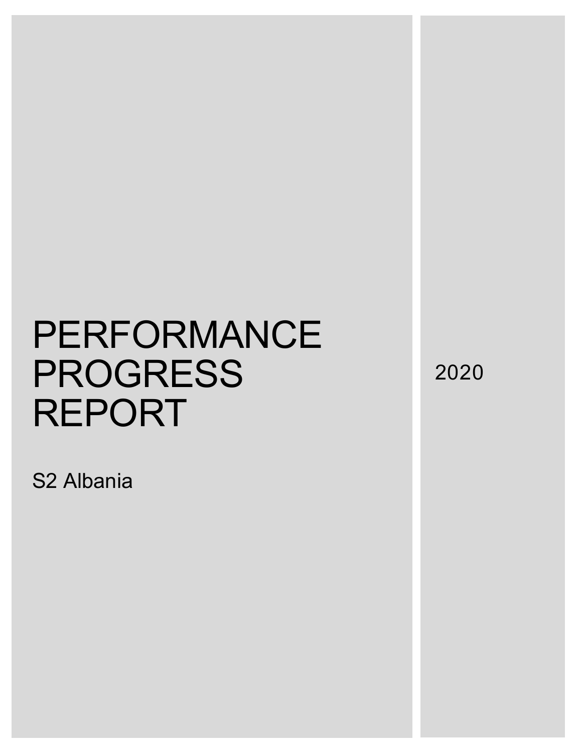# PERFORMANCE PROGRESS REPORT

S2 Albania

2020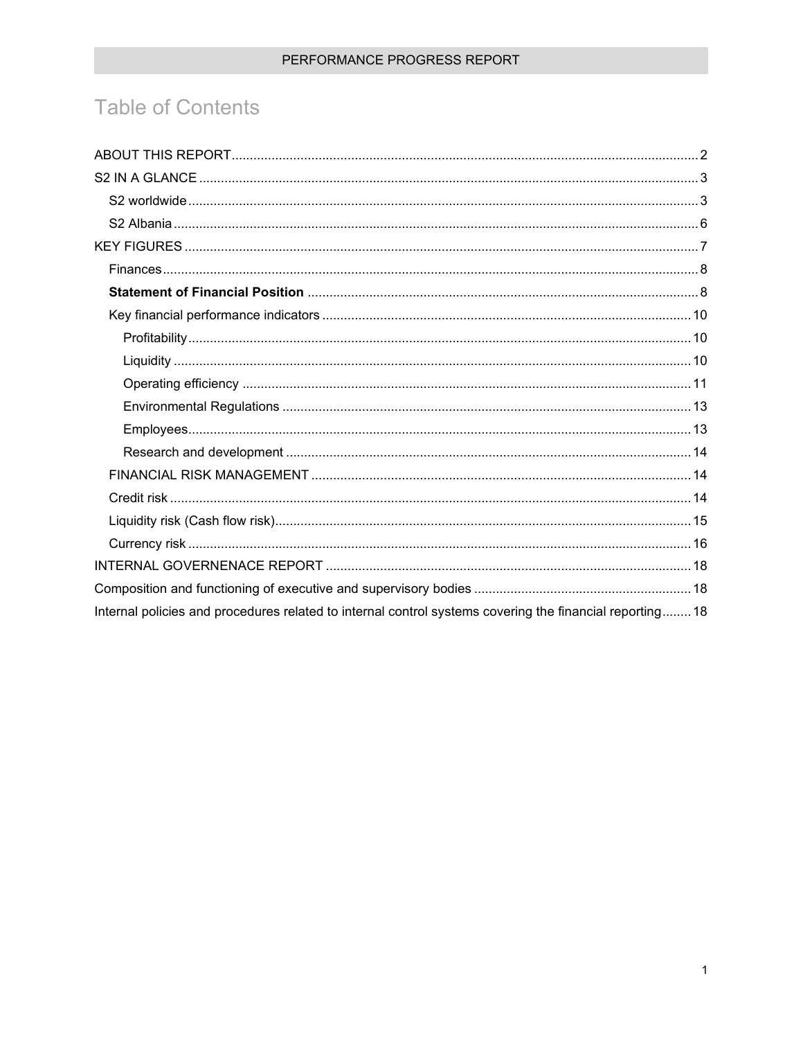# Table of Contents

ABOUT THIS REPORT ............ 2
S2 IN A GLANCE ............ 3
- S2 worldwide ............ 3
- S2 Albania ............ 6

KEY FIGURES ............ 7
- Finances ............ 8
- **Statement of Financial Position** ............ 8
- Key financial performance indicators ............ 10
  - Profitability ............ 10
  - Liquidity ............ 10
  - Operating efficiency ............ 11
  - Environmental Regulations ............ 13
  - Employees ............ 13
  - Research and development ............ 14
- FINANCIAL RISK MANAGEMENT ............ 14
- Credit risk ............ 14
- Liquidity risk (Cash flow risk) ............ 15
- Currency risk ............ 16

INTERNAL GOVERNENACE REPORT ............ 18

Composition and functioning of executive and supervisory bodies ............ 18

Internal policies and procedures related to internal control systems covering the financial reporting ............ 18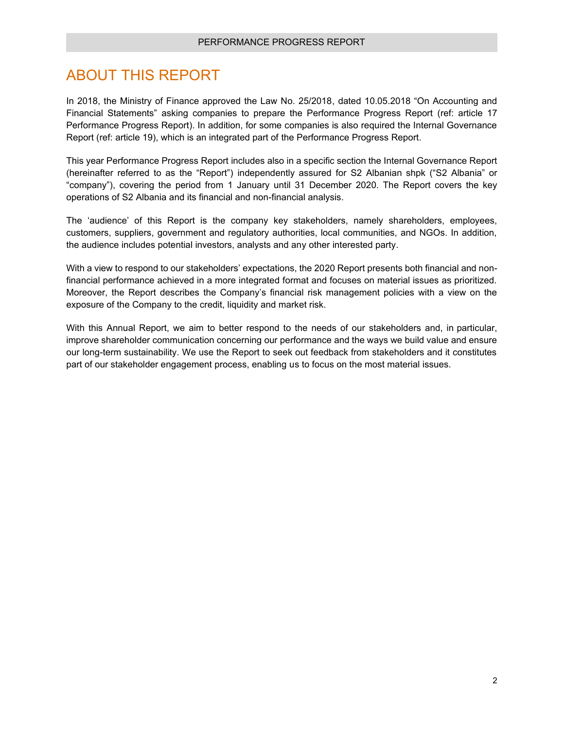# ABOUT THIS REPORT

In 2018, the Ministry of Finance approved the Law No. 25/2018, dated 10.05.2018 "On Accounting and Financial Statements" asking companies to prepare the Performance Progress Report (ref: article 17 Performance Progress Report). In addition, for some companies is also required the Internal Governance Report (ref: article 19), which is an integrated part of the Performance Progress Report.

This year Performance Progress Report includes also in a specific section the Internal Governance Report (hereinafter referred to as the "Report") independently assured for S2 Albanian shpk ("S2 Albania" or "company"), covering the period from 1 January until 31 December 2020. The Report covers the key operations of S2 Albania and its financial and non-financial analysis.

The 'audience' of this Report is the company key stakeholders, namely shareholders, employees, customers, suppliers, government and regulatory authorities, local communities, and NGOs. In addition, the audience includes potential investors, analysts and any other interested party.

With a view to respond to our stakeholders' expectations, the 2020 Report presents both financial and non-financial performance achieved in a more integrated format and focuses on material issues as prioritized. Moreover, the Report describes the Company's financial risk management policies with a view on the exposure of the Company to the credit, liquidity and market risk.

With this Annual Report, we aim to better respond to the needs of our stakeholders and, in particular, improve shareholder communication concerning our performance and the ways we build value and ensure our long-term sustainability. We use the Report to seek out feedback from stakeholders and it constitutes part of our stakeholder engagement process, enabling us to focus on the most material issues.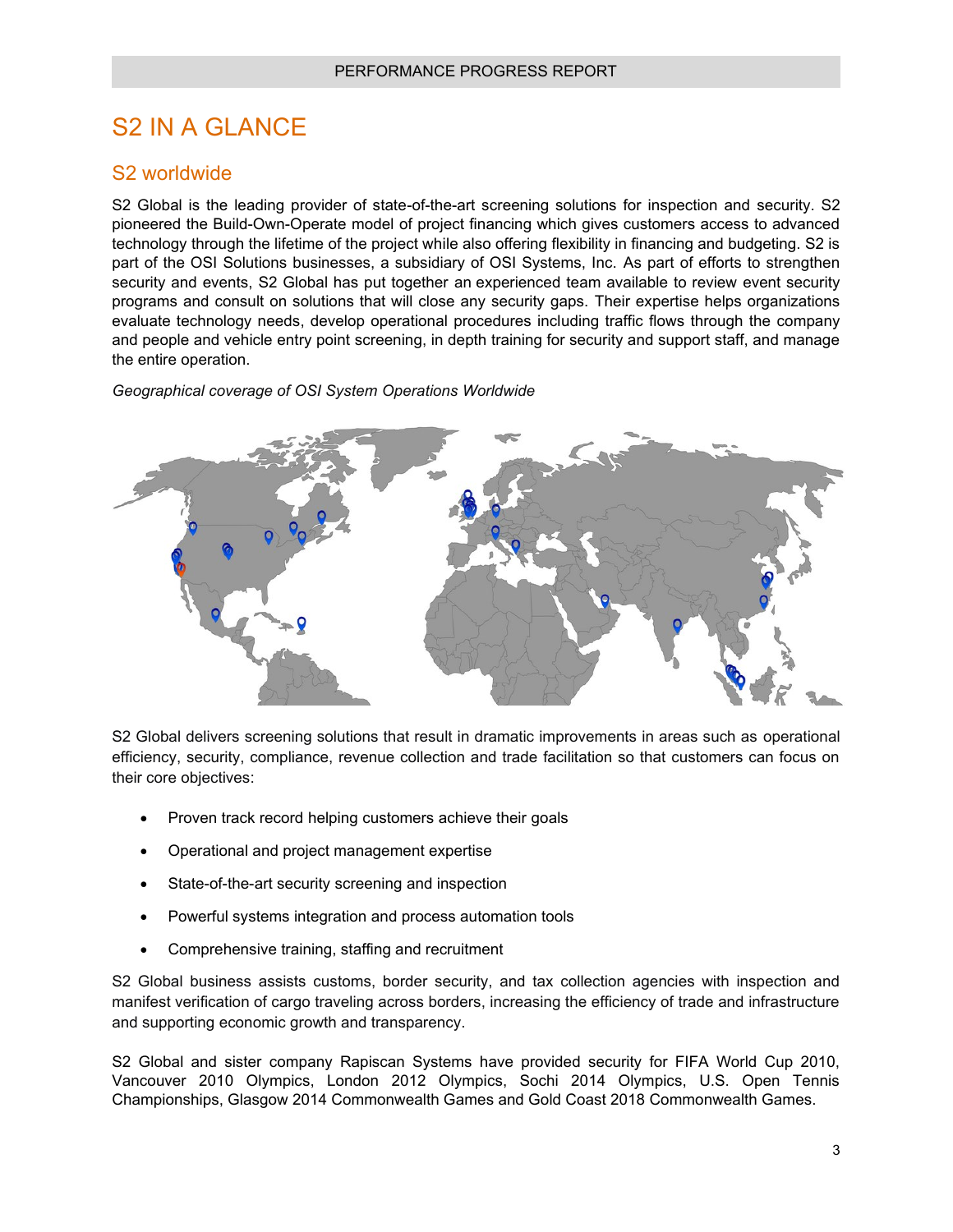# S2 IN A GLANCE

## S2 worldwide

S2 Global is the leading provider of state-of-the-art screening solutions for inspection and security. S2 pioneered the Build-Own-Operate model of project financing which gives customers access to advanced technology through the lifetime of the project while also offering flexibility in financing and budgeting. S2 is part of the OSI Solutions businesses, a subsidiary of OSI Systems, Inc. As part of efforts to strengthen security and events, S2 Global has put together an experienced team available to review event security programs and consult on solutions that will close any security gaps. Their expertise helps organizations evaluate technology needs, develop operational procedures including traffic flows through the company and people and vehicle entry point screening, in depth training for security and support staff, and manage the entire operation.

*Geographical coverage of OSI System Operations Worldwide*

S2 Global delivers screening solutions that result in dramatic improvements in areas such as operational efficiency, security, compliance, revenue collection and trade facilitation so that customers can focus on their core objectives:

- Proven track record helping customers achieve their goals
- Operational and project management expertise
- State-of-the-art security screening and inspection
- Powerful systems integration and process automation tools
- Comprehensive training, staffing and recruitment

S2 Global business assists customs, border security, and tax collection agencies with inspection and manifest verification of cargo traveling across borders, increasing the efficiency of trade and infrastructure and supporting economic growth and transparency.

S2 Global and sister company Rapiscan Systems have provided security for FIFA World Cup 2010, Vancouver 2010 Olympics, London 2012 Olympics, Sochi 2014 Olympics, U.S. Open Tennis Championships, Glasgow 2014 Commonwealth Games and Gold Coast 2018 Commonwealth Games.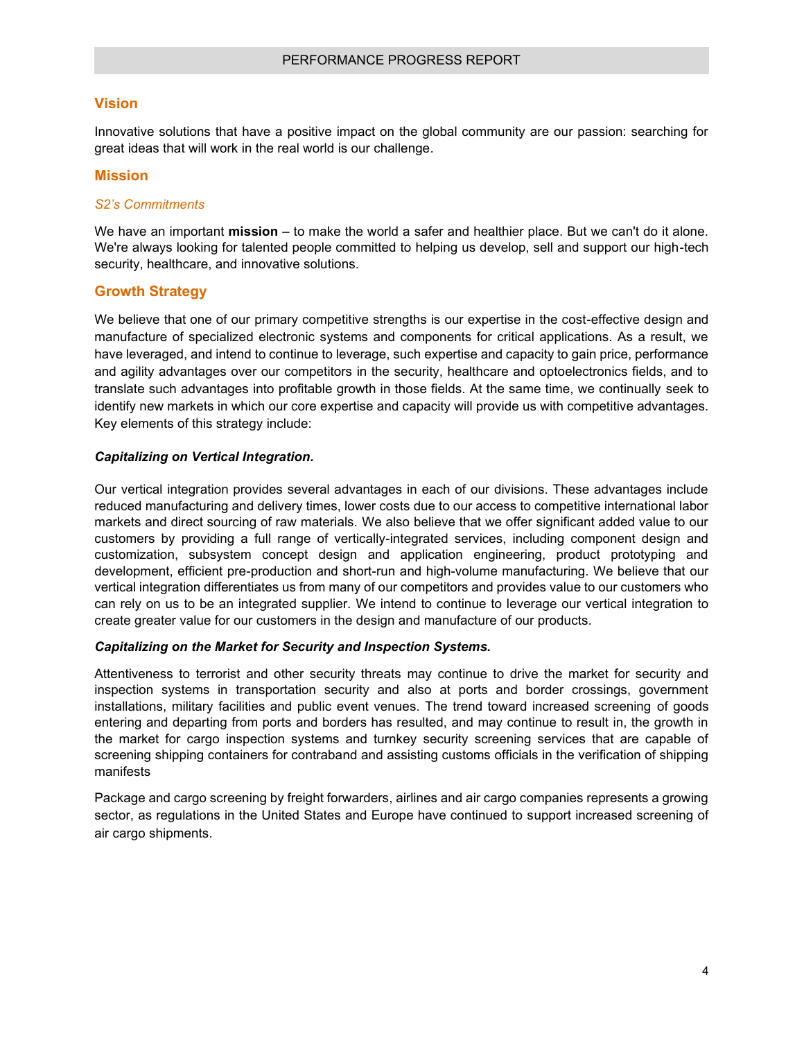## Vision

Innovative solutions that have a positive impact on the global community are our passion: searching for great ideas that will work in the real world is our challenge.

## Mission

### *S2's Commitments*

We have an important **mission** – to make the world a safer and healthier place. But we can't do it alone. We're always looking for talented people committed to helping us develop, sell and support our high-tech security, healthcare, and innovative solutions.

## Growth Strategy

We believe that one of our primary competitive strengths is our expertise in the cost-effective design and manufacture of specialized electronic systems and components for critical applications. As a result, we have leveraged, and intend to continue to leverage, such expertise and capacity to gain price, performance and agility advantages over our competitors in the security, healthcare and optoelectronics fields, and to translate such advantages into profitable growth in those fields. At the same time, we continually seek to identify new markets in which our core expertise and capacity will provide us with competitive advantages. Key elements of this strategy include:

***Capitalizing on Vertical Integration.***

Our vertical integration provides several advantages in each of our divisions. These advantages include reduced manufacturing and delivery times, lower costs due to our access to competitive international labor markets and direct sourcing of raw materials. We also believe that we offer significant added value to our customers by providing a full range of vertically-integrated services, including component design and customization, subsystem concept design and application engineering, product prototyping and development, efficient pre-production and short-run and high-volume manufacturing. We believe that our vertical integration differentiates us from many of our competitors and provides value to our customers who can rely on us to be an integrated supplier. We intend to continue to leverage our vertical integration to create greater value for our customers in the design and manufacture of our products.

***Capitalizing on the Market for Security and Inspection Systems.***

Attentiveness to terrorist and other security threats may continue to drive the market for security and inspection systems in transportation security and also at ports and border crossings, government installations, military facilities and public event venues. The trend toward increased screening of goods entering and departing from ports and borders has resulted, and may continue to result in, the growth in the market for cargo inspection systems and turnkey security screening services that are capable of screening shipping containers for contraband and assisting customs officials in the verification of shipping manifests

Package and cargo screening by freight forwarders, airlines and air cargo companies represents a growing sector, as regulations in the United States and Europe have continued to support increased screening of air cargo shipments.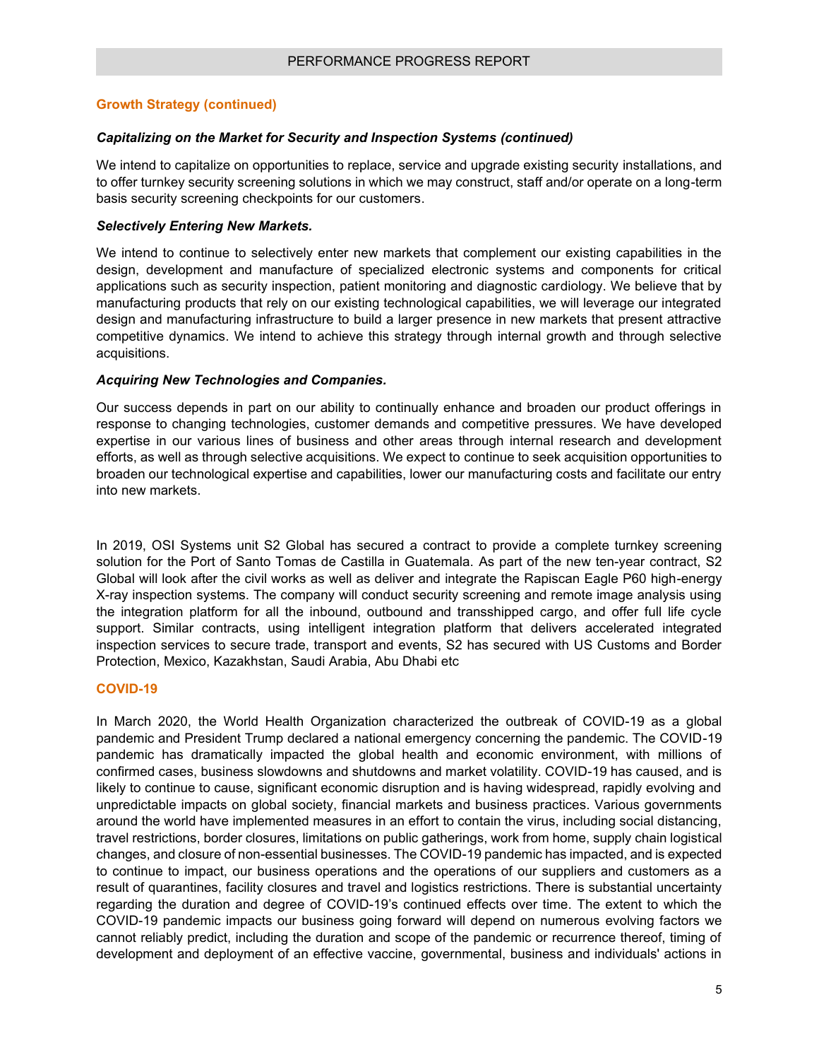## Growth Strategy (continued)

### *Capitalizing on the Market for Security and Inspection Systems (continued)*

We intend to capitalize on opportunities to replace, service and upgrade existing security installations, and to offer turnkey security screening solutions in which we may construct, staff and/or operate on a long-term basis security screening checkpoints for our customers.

### *Selectively Entering New Markets.*

We intend to continue to selectively enter new markets that complement our existing capabilities in the design, development and manufacture of specialized electronic systems and components for critical applications such as security inspection, patient monitoring and diagnostic cardiology. We believe that by manufacturing products that rely on our existing technological capabilities, we will leverage our integrated design and manufacturing infrastructure to build a larger presence in new markets that present attractive competitive dynamics. We intend to achieve this strategy through internal growth and through selective acquisitions.

### *Acquiring New Technologies and Companies.*

Our success depends in part on our ability to continually enhance and broaden our product offerings in response to changing technologies, customer demands and competitive pressures. We have developed expertise in our various lines of business and other areas through internal research and development efforts, as well as through selective acquisitions. We expect to continue to seek acquisition opportunities to broaden our technological expertise and capabilities, lower our manufacturing costs and facilitate our entry into new markets.

In 2019, OSI Systems unit S2 Global has secured a contract to provide a complete turnkey screening solution for the Port of Santo Tomas de Castilla in Guatemala. As part of the new ten-year contract, S2 Global will look after the civil works as well as deliver and integrate the Rapiscan Eagle P60 high-energy X-ray inspection systems. The company will conduct security screening and remote image analysis using the integration platform for all the inbound, outbound and transshipped cargo, and offer full life cycle support. Similar contracts, using intelligent integration platform that delivers accelerated integrated inspection services to secure trade, transport and events, S2 has secured with US Customs and Border Protection, Mexico, Kazakhstan, Saudi Arabia, Abu Dhabi etc

## COVID-19

In March 2020, the World Health Organization characterized the outbreak of COVID-19 as a global pandemic and President Trump declared a national emergency concerning the pandemic. The COVID-19 pandemic has dramatically impacted the global health and economic environment, with millions of confirmed cases, business slowdowns and shutdowns and market volatility. COVID-19 has caused, and is likely to continue to cause, significant economic disruption and is having widespread, rapidly evolving and unpredictable impacts on global society, financial markets and business practices. Various governments around the world have implemented measures in an effort to contain the virus, including social distancing, travel restrictions, border closures, limitations on public gatherings, work from home, supply chain logistical changes, and closure of non-essential businesses. The COVID-19 pandemic has impacted, and is expected to continue to impact, our business operations and the operations of our suppliers and customers as a result of quarantines, facility closures and travel and logistics restrictions. There is substantial uncertainty regarding the duration and degree of COVID-19's continued effects over time. The extent to which the COVID-19 pandemic impacts our business going forward will depend on numerous evolving factors we cannot reliably predict, including the duration and scope of the pandemic or recurrence thereof, timing of development and deployment of an effective vaccine, governmental, business and individuals' actions in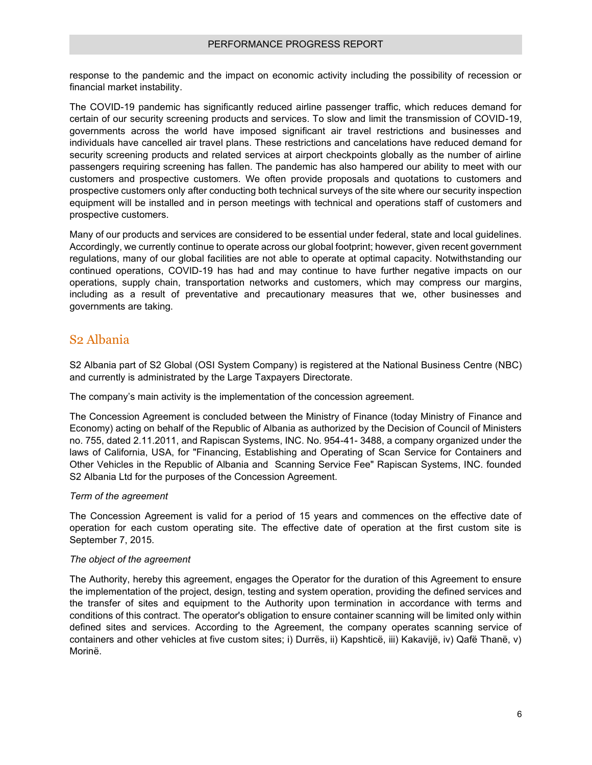response to the pandemic and the impact on economic activity including the possibility of recession or financial market instability.

The COVID-19 pandemic has significantly reduced airline passenger traffic, which reduces demand for certain of our security screening products and services. To slow and limit the transmission of COVID-19, governments across the world have imposed significant air travel restrictions and businesses and individuals have cancelled air travel plans. These restrictions and cancelations have reduced demand for security screening products and related services at airport checkpoints globally as the number of airline passengers requiring screening has fallen. The pandemic has also hampered our ability to meet with our customers and prospective customers. We often provide proposals and quotations to customers and prospective customers only after conducting both technical surveys of the site where our security inspection equipment will be installed and in person meetings with technical and operations staff of customers and prospective customers.

Many of our products and services are considered to be essential under federal, state and local guidelines. Accordingly, we currently continue to operate across our global footprint; however, given recent government regulations, many of our global facilities are not able to operate at optimal capacity. Notwithstanding our continued operations, COVID-19 has had and may continue to have further negative impacts on our operations, supply chain, transportation networks and customers, which may compress our margins, including as a result of preventative and precautionary measures that we, other businesses and governments are taking.

## S2 Albania

S2 Albania part of S2 Global (OSI System Company) is registered at the National Business Centre (NBC) and currently is administrated by the Large Taxpayers Directorate.

The company's main activity is the implementation of the concession agreement.

The Concession Agreement is concluded between the Ministry of Finance (today Ministry of Finance and Economy) acting on behalf of the Republic of Albania as authorized by the Decision of Council of Ministers no. 755, dated 2.11.2011, and Rapiscan Systems, INC. No. 954-41- 3488, a company organized under the laws of California, USA, for "Financing, Establishing and Operating of Scan Service for Containers and Other Vehicles in the Republic of Albania and Scanning Service Fee" Rapiscan Systems, INC. founded S2 Albania Ltd for the purposes of the Concession Agreement.

*Term of the agreement*

The Concession Agreement is valid for a period of 15 years and commences on the effective date of operation for each custom operating site. The effective date of operation at the first custom site is September 7, 2015.

*The object of the agreement*

The Authority, hereby this agreement, engages the Operator for the duration of this Agreement to ensure the implementation of the project, design, testing and system operation, providing the defined services and the transfer of sites and equipment to the Authority upon termination in accordance with terms and conditions of this contract. The operator's obligation to ensure container scanning will be limited only within defined sites and services. According to the Agreement, the company operates scanning service of containers and other vehicles at five custom sites; i) Durrës, ii) Kapshticë, iii) Kakavijë, iv) Qafë Thanë, v) Morinë.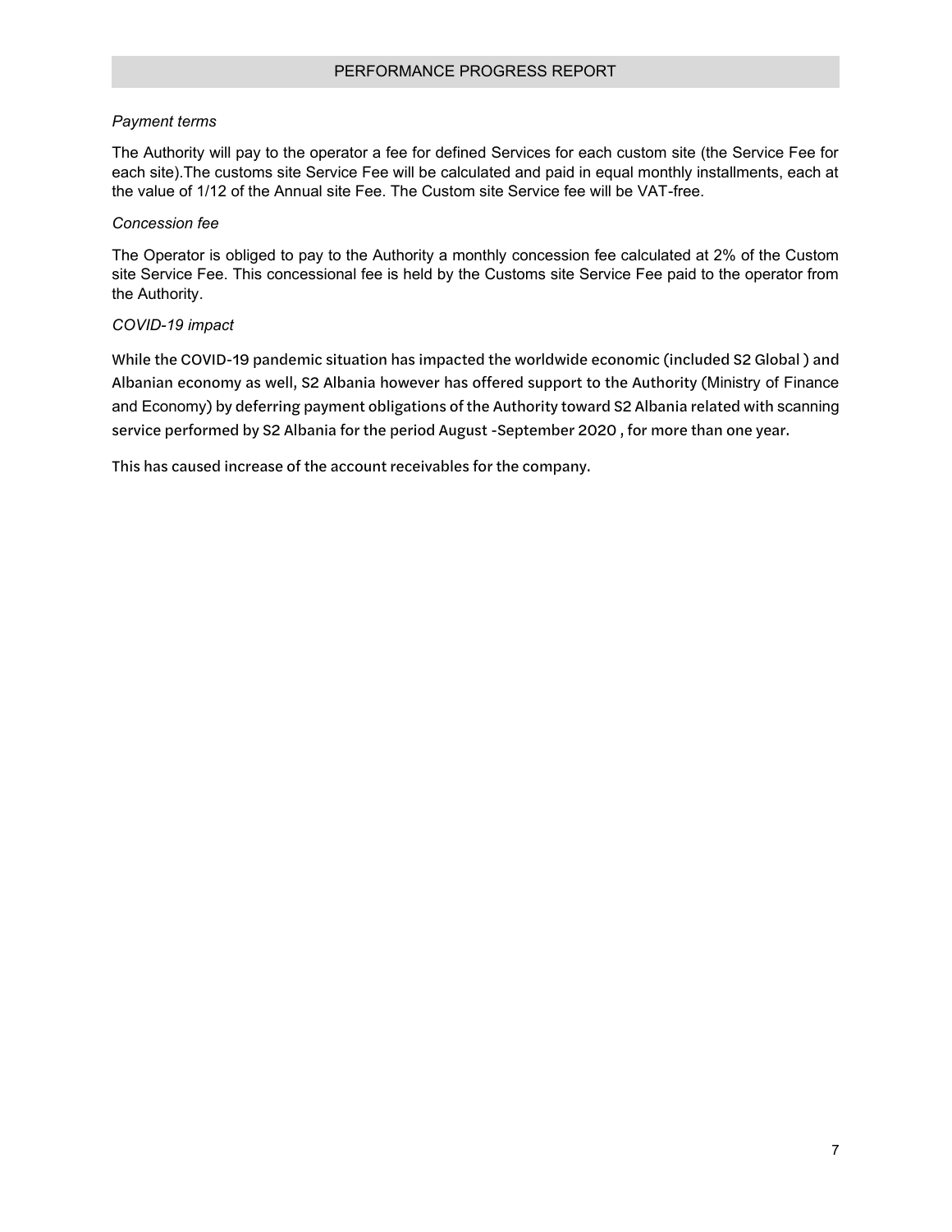*Payment terms*

The Authority will pay to the operator a fee for defined Services for each custom site (the Service Fee for each site).The customs site Service Fee will be calculated and paid in equal monthly installments, each at the value of 1/12 of the Annual site Fee. The Custom site Service fee will be VAT-free.

*Concession fee*

The Operator is obliged to pay to the Authority a monthly concession fee calculated at 2% of the Custom site Service Fee. This concessional fee is held by the Customs site Service Fee paid to the operator from the Authority.

*COVID-19 impact*

While the COVID-19 pandemic situation has impacted the worldwide economic (included S2 Global ) and Albanian economy as well, S2 Albania however has offered support to the Authority (Ministry of Finance and Economy) by deferring payment obligations of the Authority toward S2 Albania related with scanning service performed by S2 Albania for the period August -September 2020 , for more than one year.

This has caused increase of the account receivables for the company.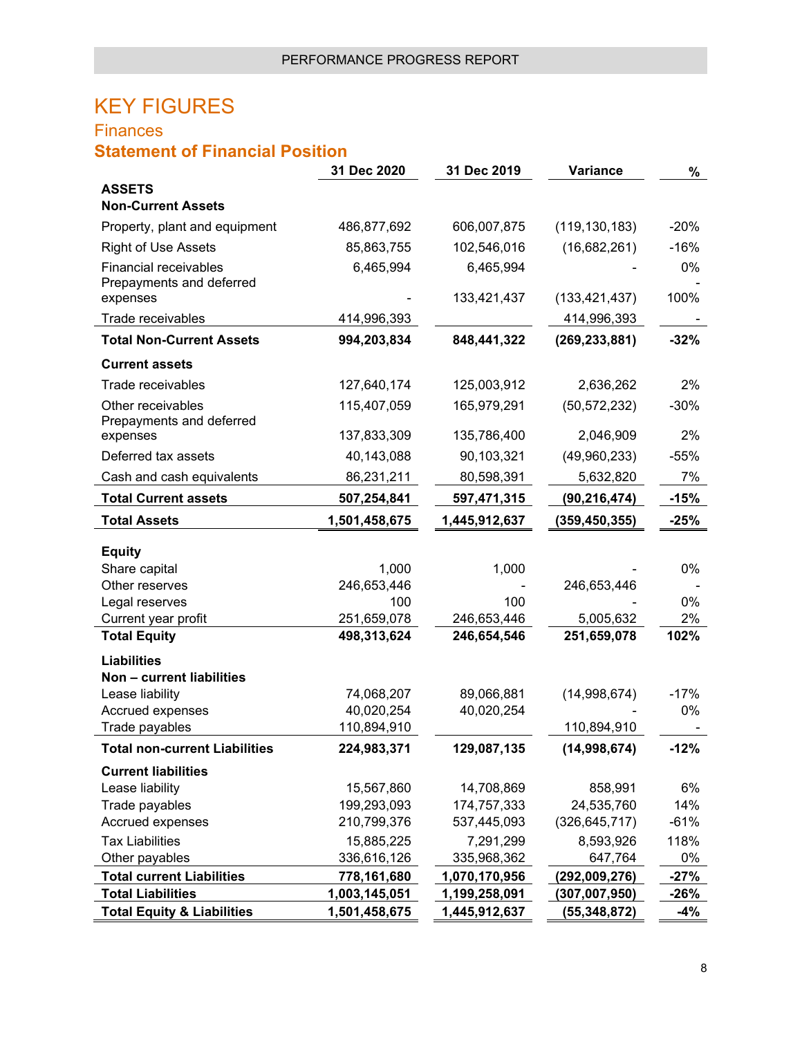# KEY FIGURES

## Finances

### Statement of Financial Position

| | 31 Dec 2020 | 31 Dec 2019 | Variance | % |
|---|---|---|---|---|
| **ASSETS** | | | | |
| **Non-Current Assets** | | | | |
| Property, plant and equipment | 486,877,692 | 606,007,875 | (119,130,183) | -20% |
| Right of Use Assets | 85,863,755 | 102,546,016 | (16,682,261) | -16% |
| Financial receivables | 6,465,994 | 6,465,994 | - | 0% |
| Prepayments and deferred expenses | - | 133,421,437 | (133,421,437) | -100% |
| Trade receivables | 414,996,393 | | 414,996,393 | - |
| **Total Non-Current Assets** | **994,203,834** | **848,441,322** | **(269,233,881)** | **-32%** |
| **Current assets** | | | | |
| Trade receivables | 127,640,174 | 125,003,912 | 2,636,262 | 2% |
| Other receivables | 115,407,059 | 165,979,291 | (50,572,232) | -30% |
| Prepayments and deferred expenses | 137,833,309 | 135,786,400 | 2,046,909 | 2% |
| Deferred tax assets | 40,143,088 | 90,103,321 | (49,960,233) | -55% |
| Cash and cash equivalents | 86,231,211 | 80,598,391 | 5,632,820 | 7% |
| **Total Current assets** | **507,254,841** | **597,471,315** | **(90,216,474)** | **-15%** |
| **Total Assets** | **1,501,458,675** | **1,445,912,637** | **(359,450,355)** | **-25%** |
| **Equity** | | | | |
| Share capital | 1,000 | 1,000 | - | 0% |
| Other reserves | 246,653,446 | - | 246,653,446 | - |
| Legal reserves | 100 | 100 | - | 0% |
| Current year profit | 251,659,078 | 246,653,446 | 5,005,632 | 2% |
| **Total Equity** | **498,313,624** | **246,654,546** | **251,659,078** | **102%** |
| **Liabilities** | | | | |
| **Non – current liabilities** | | | | |
| Lease liability | 74,068,207 | 89,066,881 | (14,998,674) | -17% |
| Accrued expenses | 40,020,254 | 40,020,254 | - | 0% |
| Trade payables | 110,894,910 | | 110,894,910 | - |
| **Total non-current Liabilities** | **224,983,371** | **129,087,135** | **(14,998,674)** | **-12%** |
| **Current liabilities** | | | | |
| Lease liability | 15,567,860 | 14,708,869 | 858,991 | 6% |
| Trade payables | 199,293,093 | 174,757,333 | 24,535,760 | 14% |
| Accrued expenses | 210,799,376 | 537,445,093 | (326,645,717) | -61% |
| Tax Liabilities | 15,885,225 | 7,291,299 | 8,593,926 | 118% |
| Other payables | 336,616,126 | 335,968,362 | 647,764 | 0% |
| **Total current Liabilities** | **778,161,680** | **1,070,170,956** | **(292,009,276)** | **-27%** |
| **Total Liabilities** | **1,003,145,051** | **1,199,258,091** | **(307,007,950)** | **-26%** |
| **Total Equity & Liabilities** | **1,501,458,675** | **1,445,912,637** | **(55,348,872)** | **-4%** |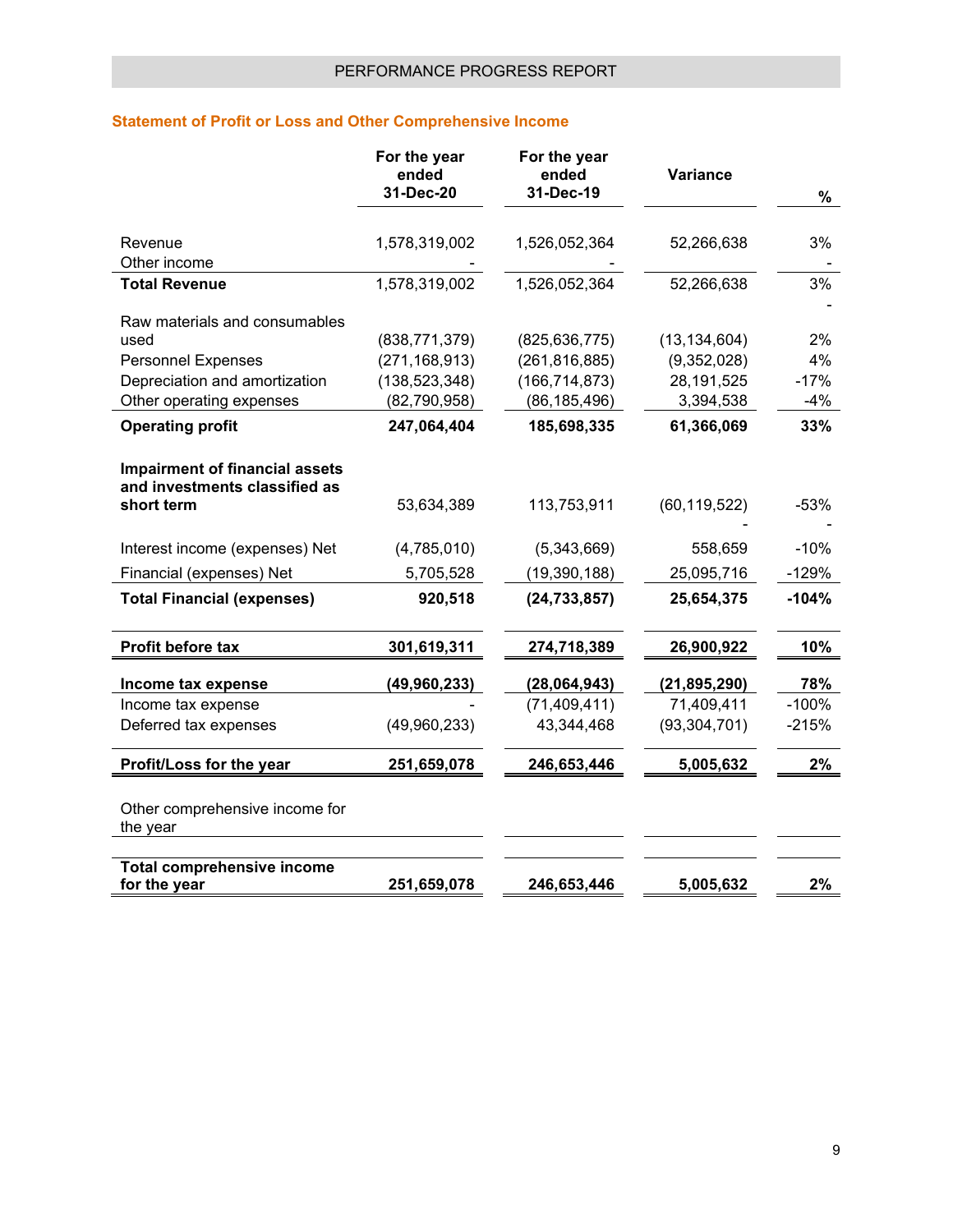### Statement of Profit or Loss and Other Comprehensive Income

| | For the year ended 31-Dec-20 | For the year ended 31-Dec-19 | Variance | % |
|---|---|---|---|---|
| Revenue | 1,578,319,002 | 1,526,052,364 | 52,266,638 | 3% |
| Other income | - | - | | - |
| **Total Revenue** | 1,578,319,002 | 1,526,052,364 | 52,266,638 | 3% |
| | | | | - |
| Raw materials and consumables used | (838,771,379) | (825,636,775) | (13,134,604) | 2% |
| Personnel Expenses | (271,168,913) | (261,816,885) | (9,352,028) | 4% |
| Depreciation and amortization | (138,523,348) | (166,714,873) | 28,191,525 | -17% |
| Other operating expenses | (82,790,958) | (86,185,496) | 3,394,538 | -4% |
| **Operating profit** | **247,064,404** | **185,698,335** | **61,366,069** | **33%** |
| **Impairment of financial assets and investments classified as short term** | 53,634,389 | 113,753,911 | (60,119,522) | -53% |
| | | | - | - |
| Interest income (expenses) Net | (4,785,010) | (5,343,669) | 558,659 | -10% |
| Financial (expenses) Net | 5,705,528 | (19,390,188) | 25,095,716 | -129% |
| **Total Financial (expenses)** | **920,518** | **(24,733,857)** | **25,654,375** | **-104%** |
| **Profit before tax** | **301,619,311** | **274,718,389** | **26,900,922** | **10%** |
| **Income tax expense** | **(49,960,233)** | **(28,064,943)** | **(21,895,290)** | **78%** |
| Income tax expense | - | (71,409,411) | 71,409,411 | -100% |
| Deferred tax expenses | (49,960,233) | 43,344,468 | (93,304,701) | -215% |
| **Profit/Loss for the year** | **251,659,078** | **246,653,446** | **5,005,632** | **2%** |
| Other comprehensive income for the year | | | | |
| **Total comprehensive income for the year** | **251,659,078** | **246,653,446** | **5,005,632** | **2%** |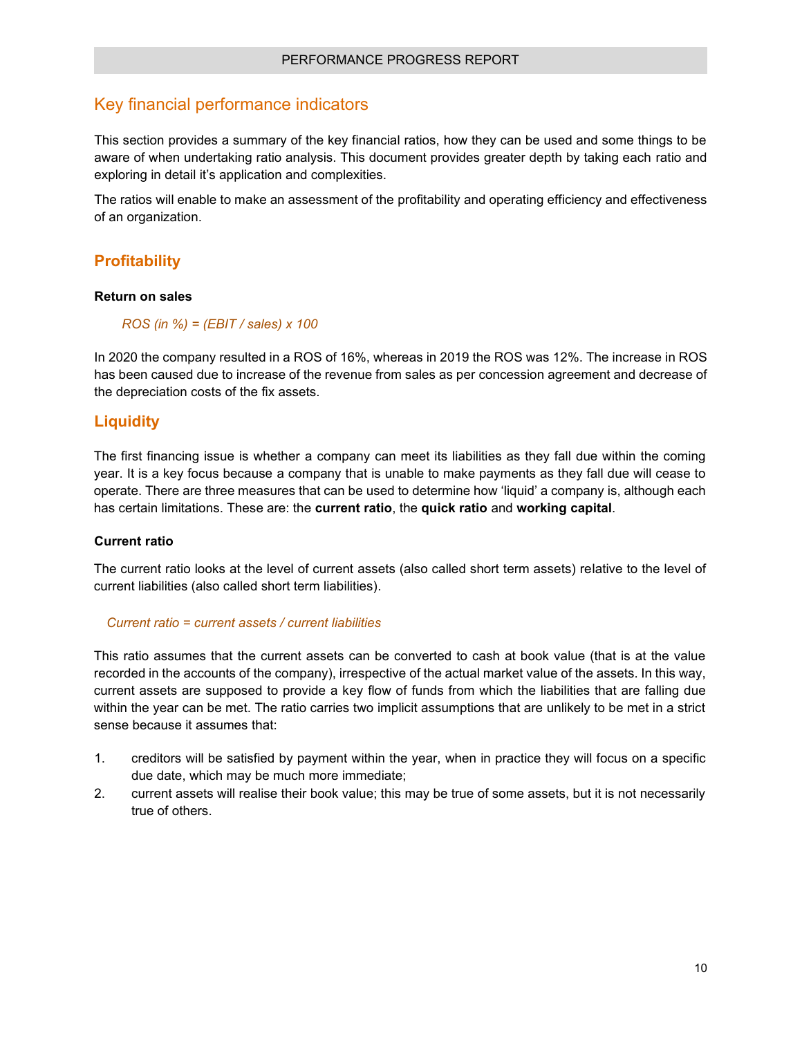## Key financial performance indicators

This section provides a summary of the key financial ratios, how they can be used and some things to be aware of when undertaking ratio analysis. This document provides greater depth by taking each ratio and exploring in detail it's application and complexities.

The ratios will enable to make an assessment of the profitability and operating efficiency and effectiveness of an organization.

### Profitability

**Return on sales**

*ROS (in %) = (EBIT / sales) x 100*

In 2020 the company resulted in a ROS of 16%, whereas in 2019 the ROS was 12%. The increase in ROS has been caused due to increase of the revenue from sales as per concession agreement and decrease of the depreciation costs of the fix assets.

### Liquidity

The first financing issue is whether a company can meet its liabilities as they fall due within the coming year. It is a key focus because a company that is unable to make payments as they fall due will cease to operate. There are three measures that can be used to determine how 'liquid' a company is, although each has certain limitations. These are: the **current ratio**, the **quick ratio** and **working capital**.

**Current ratio**

The current ratio looks at the level of current assets (also called short term assets) relative to the level of current liabilities (also called short term liabilities).

*Current ratio = current assets / current liabilities*

This ratio assumes that the current assets can be converted to cash at book value (that is at the value recorded in the accounts of the company), irrespective of the actual market value of the assets. In this way, current assets are supposed to provide a key flow of funds from which the liabilities that are falling due within the year can be met. The ratio carries two implicit assumptions that are unlikely to be met in a strict sense because it assumes that:

1. creditors will be satisfied by payment within the year, when in practice they will focus on a specific due date, which may be much more immediate;
2. current assets will realise their book value; this may be true of some assets, but it is not necessarily true of others.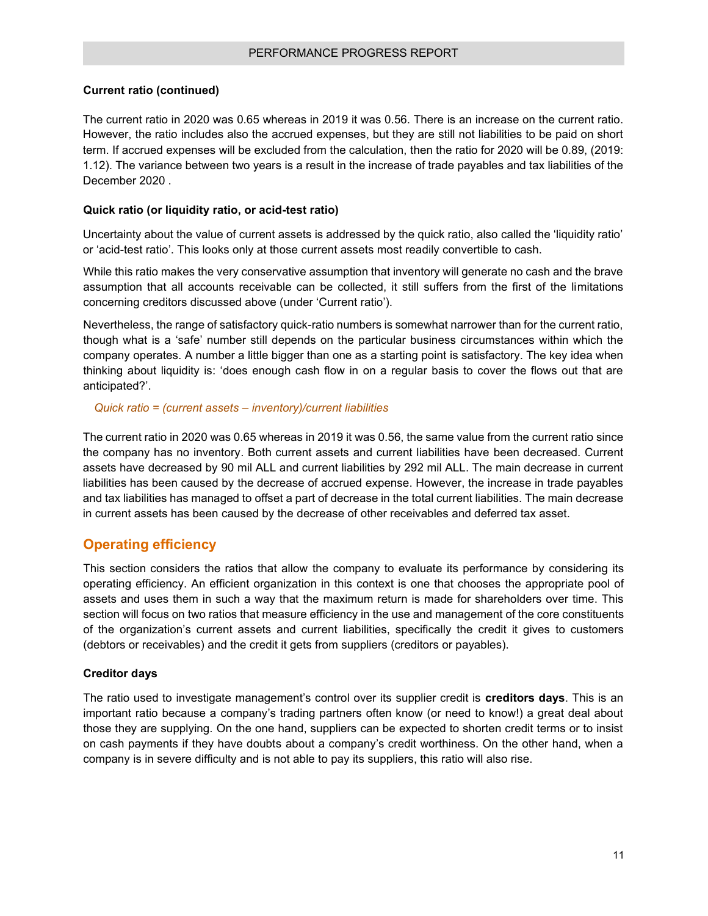**Current ratio (continued)**

The current ratio in 2020 was 0.65 whereas in 2019 it was 0.56. There is an increase on the current ratio. However, the ratio includes also the accrued expenses, but they are still not liabilities to be paid on short term. If accrued expenses will be excluded from the calculation, then the ratio for 2020 will be 0.89, (2019: 1.12). The variance between two years is a result in the increase of trade payables and tax liabilities of the December 2020 .

**Quick ratio (or liquidity ratio, or acid-test ratio)**

Uncertainty about the value of current assets is addressed by the quick ratio, also called the 'liquidity ratio' or 'acid-test ratio'. This looks only at those current assets most readily convertible to cash.

While this ratio makes the very conservative assumption that inventory will generate no cash and the brave assumption that all accounts receivable can be collected, it still suffers from the first of the limitations concerning creditors discussed above (under 'Current ratio').

Nevertheless, the range of satisfactory quick-ratio numbers is somewhat narrower than for the current ratio, though what is a 'safe' number still depends on the particular business circumstances within which the company operates. A number a little bigger than one as a starting point is satisfactory. The key idea when thinking about liquidity is: 'does enough cash flow in on a regular basis to cover the flows out that are anticipated?'.

*Quick ratio = (current assets – inventory)/current liabilities*

The current ratio in 2020 was 0.65 whereas in 2019 it was 0.56, the same value from the current ratio since the company has no inventory. Both current assets and current liabilities have been decreased. Current assets have decreased by 90 mil ALL and current liabilities by 292 mil ALL. The main decrease in current liabilities has been caused by the decrease of accrued expense. However, the increase in trade payables and tax liabilities has managed to offset a part of decrease in the total current liabilities. The main decrease in current assets has been caused by the decrease of other receivables and deferred tax asset.

## Operating efficiency

This section considers the ratios that allow the company to evaluate its performance by considering its operating efficiency. An efficient organization in this context is one that chooses the appropriate pool of assets and uses them in such a way that the maximum return is made for shareholders over time. This section will focus on two ratios that measure efficiency in the use and management of the core constituents of the organization's current assets and current liabilities, specifically the credit it gives to customers (debtors or receivables) and the credit it gets from suppliers (creditors or payables).

**Creditor days**

The ratio used to investigate management's control over its supplier credit is **creditors days**. This is an important ratio because a company's trading partners often know (or need to know!) a great deal about those they are supplying. On the one hand, suppliers can be expected to shorten credit terms or to insist on cash payments if they have doubts about a company's credit worthiness. On the other hand, when a company is in severe difficulty and is not able to pay its suppliers, this ratio will also rise.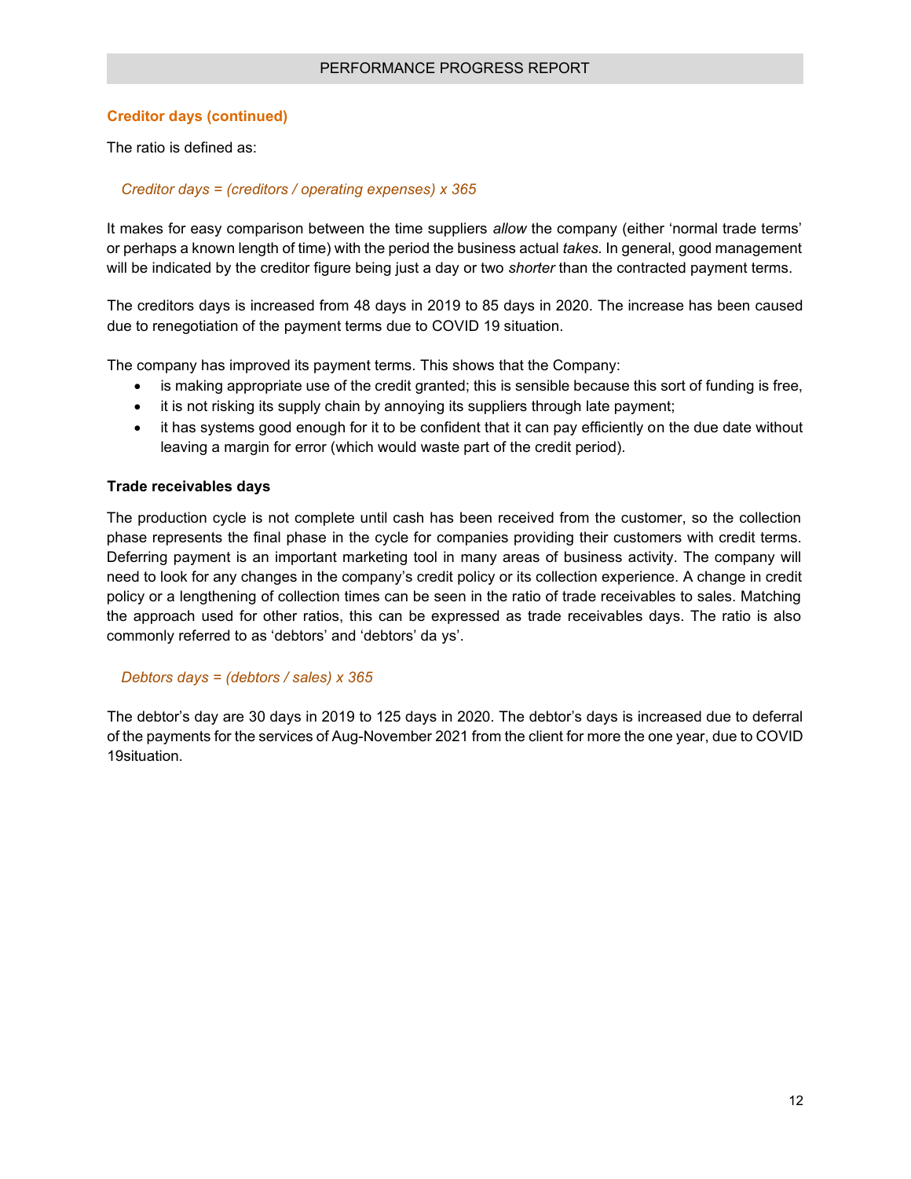### Creditor days (continued)

The ratio is defined as:

*Creditor days = (creditors / operating expenses) x 365*

It makes for easy comparison between the time suppliers *allow* the company (either 'normal trade terms' or perhaps a known length of time) with the period the business actual *takes.* In general, good management will be indicated by the creditor figure being just a day or two *shorter* than the contracted payment terms.

The creditors days is increased from 48 days in 2019 to 85 days in 2020. The increase has been caused due to renegotiation of the payment terms due to COVID 19 situation.

The company has improved its payment terms. This shows that the Company:

- is making appropriate use of the credit granted; this is sensible because this sort of funding is free,
- it is not risking its supply chain by annoying its suppliers through late payment;
- it has systems good enough for it to be confident that it can pay efficiently on the due date without leaving a margin for error (which would waste part of the credit period).

**Trade receivables days**

The production cycle is not complete until cash has been received from the customer, so the collection phase represents the final phase in the cycle for companies providing their customers with credit terms. Deferring payment is an important marketing tool in many areas of business activity. The company will need to look for any changes in the company's credit policy or its collection experience. A change in credit policy or a lengthening of collection times can be seen in the ratio of trade receivables to sales. Matching the approach used for other ratios, this can be expressed as trade receivables days. The ratio is also commonly referred to as 'debtors' and 'debtors' da ys'.

*Debtors days = (debtors / sales) x 365*

The debtor's day are 30 days in 2019 to 125 days in 2020. The debtor's days is increased due to deferral of the payments for the services of Aug-November 2021 from the client for more the one year, due to COVID 19situation.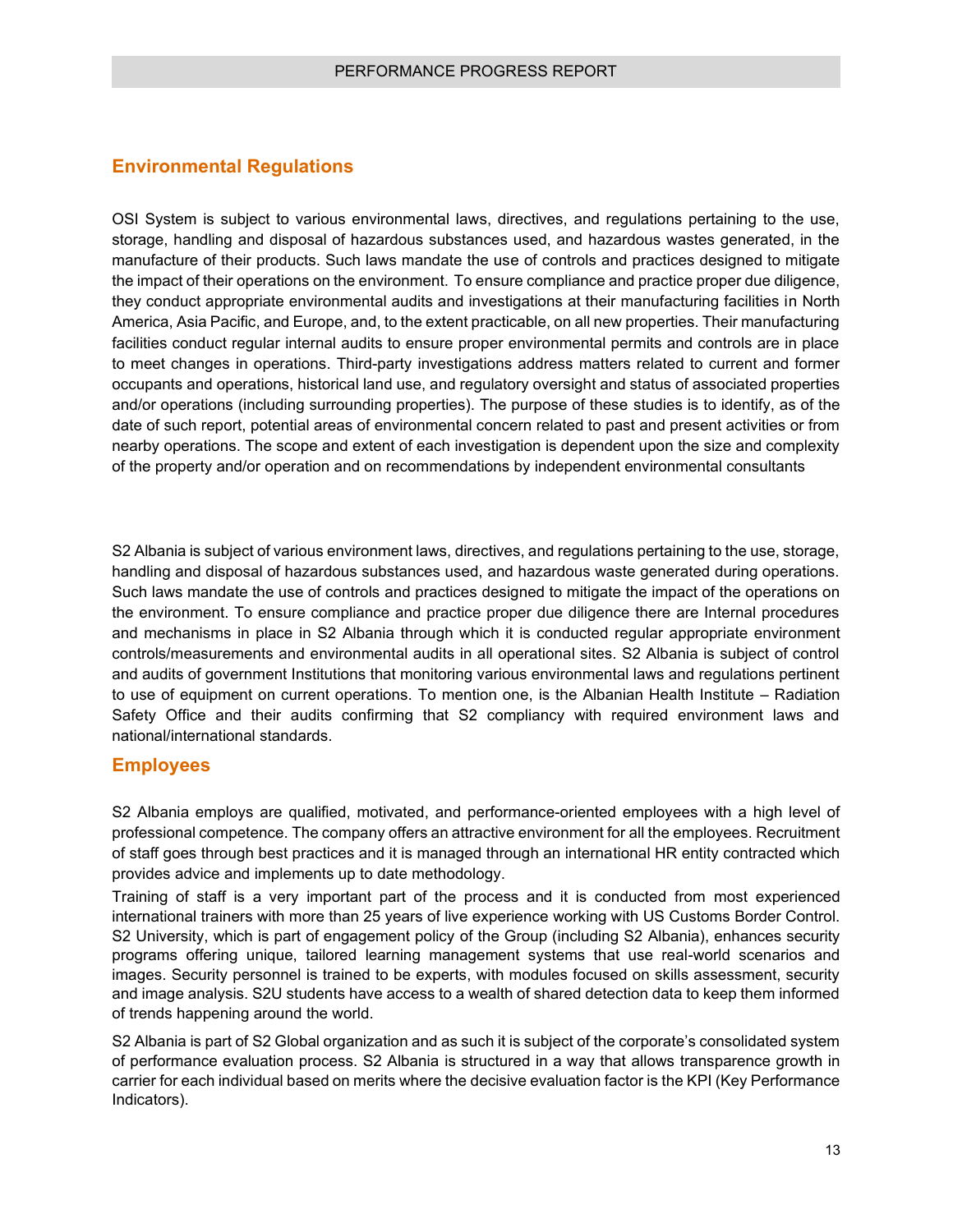## Environmental Regulations

OSI System is subject to various environmental laws, directives, and regulations pertaining to the use, storage, handling and disposal of hazardous substances used, and hazardous wastes generated, in the manufacture of their products. Such laws mandate the use of controls and practices designed to mitigate the impact of their operations on the environment. To ensure compliance and practice proper due diligence, they conduct appropriate environmental audits and investigations at their manufacturing facilities in North America, Asia Pacific, and Europe, and, to the extent practicable, on all new properties. Their manufacturing facilities conduct regular internal audits to ensure proper environmental permits and controls are in place to meet changes in operations. Third-party investigations address matters related to current and former occupants and operations, historical land use, and regulatory oversight and status of associated properties and/or operations (including surrounding properties). The purpose of these studies is to identify, as of the date of such report, potential areas of environmental concern related to past and present activities or from nearby operations. The scope and extent of each investigation is dependent upon the size and complexity of the property and/or operation and on recommendations by independent environmental consultants

S2 Albania is subject of various environment laws, directives, and regulations pertaining to the use, storage, handling and disposal of hazardous substances used, and hazardous waste generated during operations. Such laws mandate the use of controls and practices designed to mitigate the impact of the operations on the environment. To ensure compliance and practice proper due diligence there are Internal procedures and mechanisms in place in S2 Albania through which it is conducted regular appropriate environment controls/measurements and environmental audits in all operational sites. S2 Albania is subject of control and audits of government Institutions that monitoring various environmental laws and regulations pertinent to use of equipment on current operations. To mention one, is the Albanian Health Institute – Radiation Safety Office and their audits confirming that S2 compliancy with required environment laws and national/international standards.

## Employees

S2 Albania employs are qualified, motivated, and performance-oriented employees with a high level of professional competence. The company offers an attractive environment for all the employees. Recruitment of staff goes through best practices and it is managed through an international HR entity contracted which provides advice and implements up to date methodology.

Training of staff is a very important part of the process and it is conducted from most experienced international trainers with more than 25 years of live experience working with US Customs Border Control. S2 University, which is part of engagement policy of the Group (including S2 Albania), enhances security programs offering unique, tailored learning management systems that use real-world scenarios and images. Security personnel is trained to be experts, with modules focused on skills assessment, security and image analysis. S2U students have access to a wealth of shared detection data to keep them informed of trends happening around the world.

S2 Albania is part of S2 Global organization and as such it is subject of the corporate's consolidated system of performance evaluation process. S2 Albania is structured in a way that allows transparence growth in carrier for each individual based on merits where the decisive evaluation factor is the KPI (Key Performance Indicators).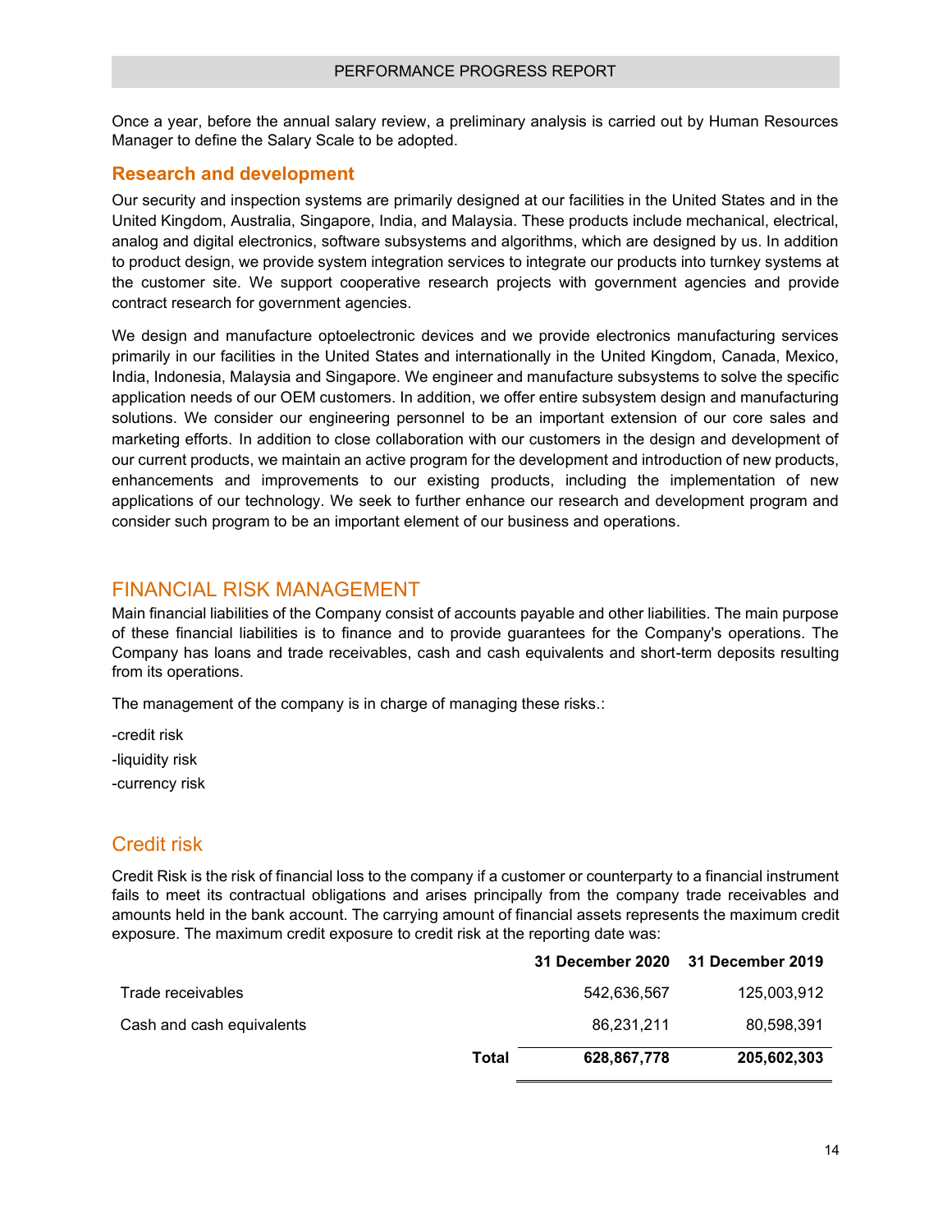Once a year, before the annual salary review, a preliminary analysis is carried out by Human Resources Manager to define the Salary Scale to be adopted.

### Research and development

Our security and inspection systems are primarily designed at our facilities in the United States and in the United Kingdom, Australia, Singapore, India, and Malaysia. These products include mechanical, electrical, analog and digital electronics, software subsystems and algorithms, which are designed by us. In addition to product design, we provide system integration services to integrate our products into turnkey systems at the customer site. We support cooperative research projects with government agencies and provide contract research for government agencies.

We design and manufacture optoelectronic devices and we provide electronics manufacturing services primarily in our facilities in the United States and internationally in the United Kingdom, Canada, Mexico, India, Indonesia, Malaysia and Singapore. We engineer and manufacture subsystems to solve the specific application needs of our OEM customers. In addition, we offer entire subsystem design and manufacturing solutions. We consider our engineering personnel to be an important extension of our core sales and marketing efforts. In addition to close collaboration with our customers in the design and development of our current products, we maintain an active program for the development and introduction of new products, enhancements and improvements to our existing products, including the implementation of new applications of our technology. We seek to further enhance our research and development program and consider such program to be an important element of our business and operations.

## FINANCIAL RISK MANAGEMENT

Main financial liabilities of the Company consist of accounts payable and other liabilities. The main purpose of these financial liabilities is to finance and to provide guarantees for the Company's operations. The Company has loans and trade receivables, cash and cash equivalents and short-term deposits resulting from its operations.

The management of the company is in charge of managing these risks.:

-credit risk

-liquidity risk

-currency risk

## Credit risk

Credit Risk is the risk of financial loss to the company if a customer or counterparty to a financial instrument fails to meet its contractual obligations and arises principally from the company trade receivables and amounts held in the bank account. The carrying amount of financial assets represents the maximum credit exposure. The maximum credit exposure to credit risk at the reporting date was:

| | | 31 December 2020 | 31 December 2019 |
|---|---|---|---|
| Trade receivables | | 542,636,567 | 125,003,912 |
| Cash and cash equivalents | | 86,231,211 | 80,598,391 |
| | **Total** | **628,867,778** | **205,602,303** |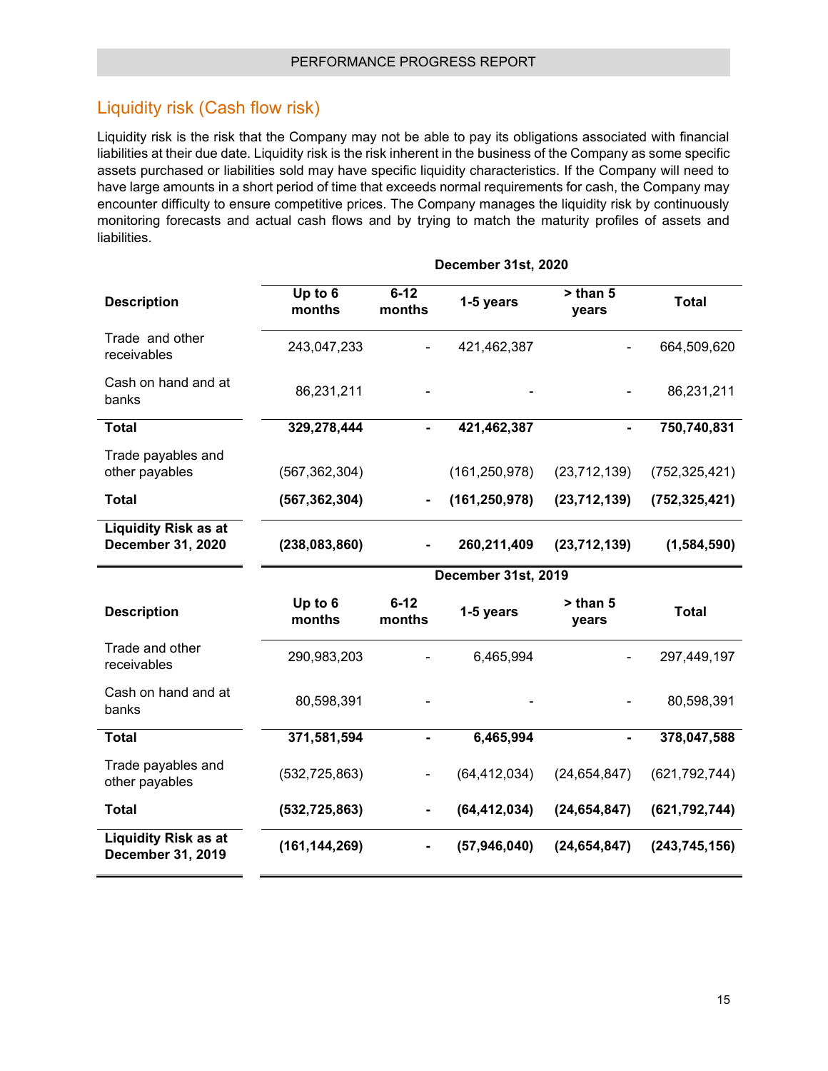## Liquidity risk (Cash flow risk)

Liquidity risk is the risk that the Company may not be able to pay its obligations associated with financial liabilities at their due date. Liquidity risk is the risk inherent in the business of the Company as some specific assets purchased or liabilities sold may have specific liquidity characteristics. If the Company will need to have large amounts in a short period of time that exceeds normal requirements for cash, the Company may encounter difficulty to ensure competitive prices. The Company manages the liquidity risk by continuously monitoring forecasts and actual cash flows and by trying to match the maturity profiles of assets and liabilities.

| | December 31st, 2020 | | | | |
|---|---|---|---|---|---|
| **Description** | **Up to 6 months** | **6-12 months** | **1-5 years** | **> than 5 years** | **Total** |
| Trade and other receivables | 243,047,233 | - | 421,462,387 | - | 664,509,620 |
| Cash on hand and at banks | 86,231,211 | - | - | - | 86,231,211 |
| **Total** | **329,278,444** | **-** | **421,462,387** | **-** | **750,740,831** |
| Trade payables and other payables | (567,362,304) | | (161,250,978) | (23,712,139) | (752,325,421) |
| **Total** | **(567,362,304)** | **-** | **(161,250,978)** | **(23,712,139)** | **(752,325,421)** |
| **Liquidity Risk as at December 31, 2020** | **(238,083,860)** | **-** | **260,211,409** | **(23,712,139)** | **(1,584,590)** |

| | December 31st, 2019 | | | | |
|---|---|---|---|---|---|
| **Description** | **Up to 6 months** | **6-12 months** | **1-5 years** | **> than 5 years** | **Total** |
| Trade and other receivables | 290,983,203 | - | 6,465,994 | - | 297,449,197 |
| Cash on hand and at banks | 80,598,391 | - | - | - | 80,598,391 |
| **Total** | **371,581,594** | **-** | **6,465,994** | **-** | **378,047,588** |
| Trade payables and other payables | (532,725,863) | - | (64,412,034) | (24,654,847) | (621,792,744) |
| **Total** | **(532,725,863)** | **-** | **(64,412,034)** | **(24,654,847)** | **(621,792,744)** |
| **Liquidity Risk as at December 31, 2019** | **(161,144,269)** | **-** | **(57,946,040)** | **(24,654,847)** | **(243,745,156)** |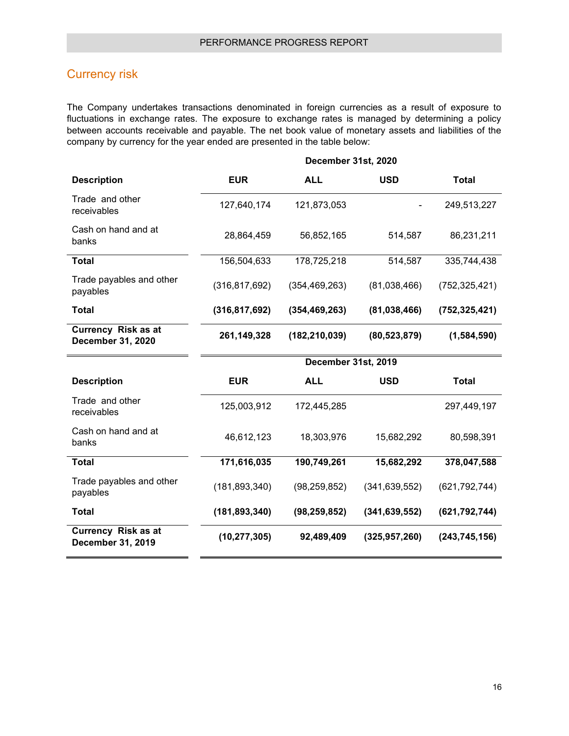## Currency risk

The Company undertakes transactions denominated in foreign currencies as a result of exposure to fluctuations in exchange rates. The exposure to exchange rates is managed by determining a policy between accounts receivable and payable. The net book value of monetary assets and liabilities of the company by currency for the year ended are presented in the table below:

| | December 31st, 2020 | | | |
|---|---|---|---|---|
| **Description** | **EUR** | **ALL** | **USD** | **Total** |
| Trade and other receivables | 127,640,174 | 121,873,053 | - | 249,513,227 |
| Cash on hand and at banks | 28,864,459 | 56,852,165 | 514,587 | 86,231,211 |
| **Total** | 156,504,633 | 178,725,218 | 514,587 | 335,744,438 |
| Trade payables and other payables | (316,817,692) | (354,469,263) | (81,038,466) | (752,325,421) |
| **Total** | **(316,817,692)** | **(354,469,263)** | **(81,038,466)** | **(752,325,421)** |
| **Currency Risk as at December 31, 2020** | **261,149,328** | **(182,210,039)** | **(80,523,879)** | **(1,584,590)** |

| | December 31st, 2019 | | | |
|---|---|---|---|---|
| **Description** | **EUR** | **ALL** | **USD** | **Total** |
| Trade and other receivables | 125,003,912 | 172,445,285 | | 297,449,197 |
| Cash on hand and at banks | 46,612,123 | 18,303,976 | 15,682,292 | 80,598,391 |
| **Total** | **171,616,035** | **190,749,261** | **15,682,292** | **378,047,588** |
| Trade payables and other payables | (181,893,340) | (98,259,852) | (341,639,552) | (621,792,744) |
| **Total** | **(181,893,340)** | **(98,259,852)** | **(341,639,552)** | **(621,792,744)** |
| **Currency Risk as at December 31, 2019** | **(10,277,305)** | **92,489,409** | **(325,957,260)** | **(243,745,156)** |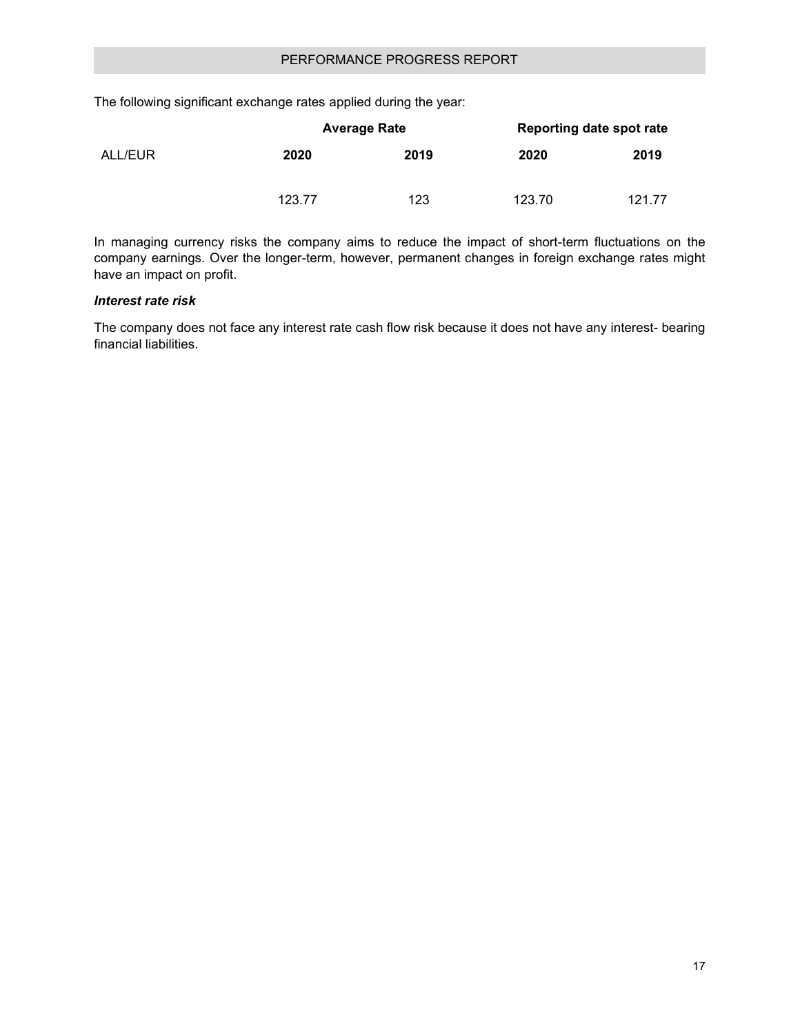The following significant exchange rates applied during the year:

| | Average Rate | | Reporting date spot rate | |
|---|---|---|---|---|
| ALL/EUR | **2020** | **2019** | **2020** | **2019** |
| | 123.77 | 123 | 123.70 | 121.77 |

In managing currency risks the company aims to reduce the impact of short-term fluctuations on the company earnings. Over the longer-term, however, permanent changes in foreign exchange rates might have an impact on profit.

***Interest rate risk***

The company does not face any interest rate cash flow risk because it does not have any interest- bearing financial liabilities.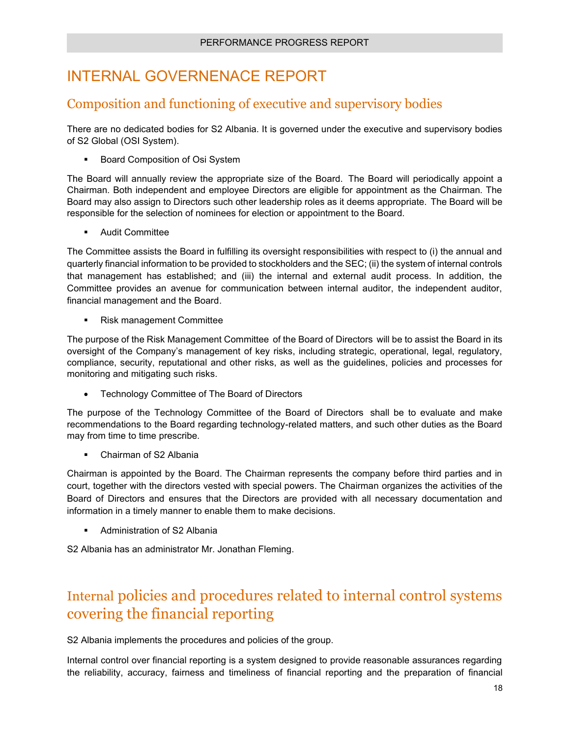# INTERNAL GOVERNENACE REPORT

## Composition and functioning of executive and supervisory bodies

There are no dedicated bodies for S2 Albania. It is governed under the executive and supervisory bodies of S2 Global (OSI System).

- Board Composition of Osi System

The Board will annually review the appropriate size of the Board. The Board will periodically appoint a Chairman. Both independent and employee Directors are eligible for appointment as the Chairman. The Board may also assign to Directors such other leadership roles as it deems appropriate. The Board will be responsible for the selection of nominees for election or appointment to the Board.

- Audit Committee

The Committee assists the Board in fulfilling its oversight responsibilities with respect to (i) the annual and quarterly financial information to be provided to stockholders and the SEC; (ii) the system of internal controls that management has established; and (iii) the internal and external audit process. In addition, the Committee provides an avenue for communication between internal auditor, the independent auditor, financial management and the Board.

- Risk management Committee

The purpose of the Risk Management Committee of the Board of Directors will be to assist the Board in its oversight of the Company's management of key risks, including strategic, operational, legal, regulatory, compliance, security, reputational and other risks, as well as the guidelines, policies and processes for monitoring and mitigating such risks.

- Technology Committee of The Board of Directors

The purpose of the Technology Committee of the Board of Directors shall be to evaluate and make recommendations to the Board regarding technology-related matters, and such other duties as the Board may from time to time prescribe.

- Chairman of S2 Albania

Chairman is appointed by the Board. The Chairman represents the company before third parties and in court, together with the directors vested with special powers. The Chairman organizes the activities of the Board of Directors and ensures that the Directors are provided with all necessary documentation and information in a timely manner to enable them to make decisions.

- Administration of S2 Albania

S2 Albania has an administrator Mr. Jonathan Fleming.

## Internal policies and procedures related to internal control systems covering the financial reporting

S2 Albania implements the procedures and policies of the group.

Internal control over financial reporting is a system designed to provide reasonable assurances regarding the reliability, accuracy, fairness and timeliness of financial reporting and the preparation of financial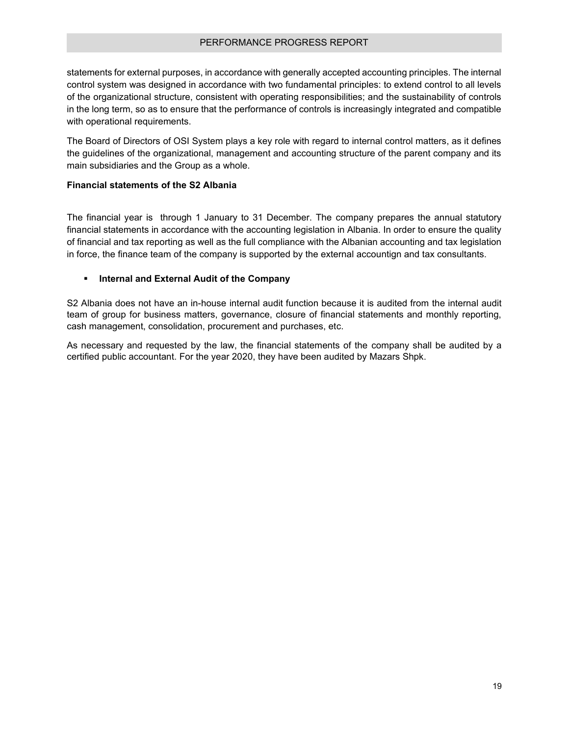statements for external purposes, in accordance with generally accepted accounting principles. The internal control system was designed in accordance with two fundamental principles: to extend control to all levels of the organizational structure, consistent with operating responsibilities; and the sustainability of controls in the long term, so as to ensure that the performance of controls is increasingly integrated and compatible with operational requirements.

The Board of Directors of OSI System plays a key role with regard to internal control matters, as it defines the guidelines of the organizational, management and accounting structure of the parent company and its main subsidiaries and the Group as a whole.

**Financial statements of the S2 Albania**

The financial year is  through 1 January to 31 December. The company prepares the annual statutory financial statements in accordance with the accounting legislation in Albania. In order to ensure the quality of financial and tax reporting as well as the full compliance with the Albanian accounting and tax legislation in force, the finance team of the company is supported by the external accountign and tax consultants.

- **Internal and External Audit of the Company**

S2 Albania does not have an in-house internal audit function because it is audited from the internal audit team of group for business matters, governance, closure of financial statements and monthly reporting, cash management, consolidation, procurement and purchases, etc.

As necessary and requested by the law, the financial statements of the company shall be audited by a certified public accountant. For the year 2020, they have been audited by Mazars Shpk.